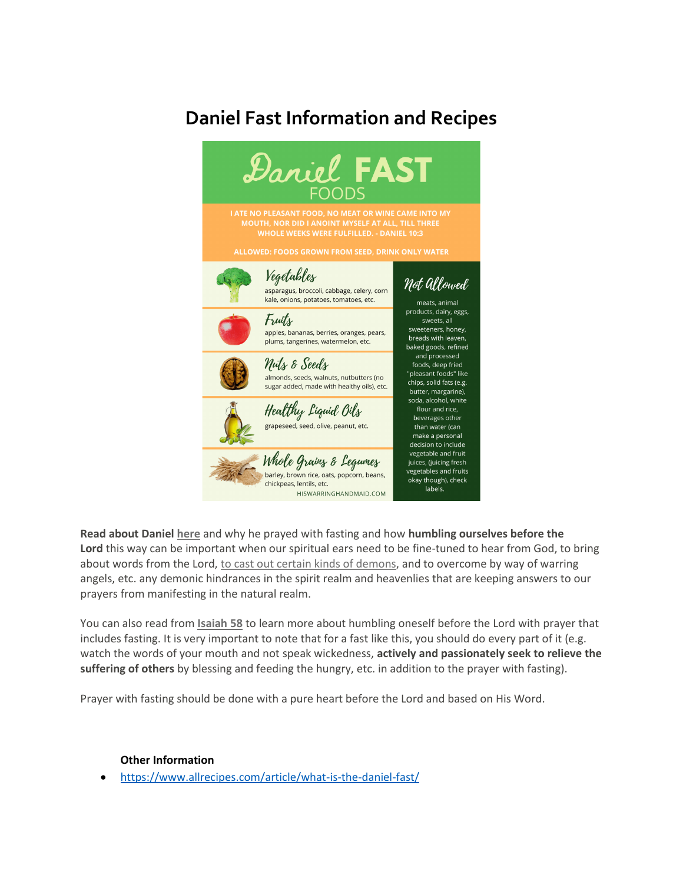# Daniel Fast Information and Recipes

## Daniel FAST FOODS

I ATE NO PLEASANT FOOD, NO MEAT OR WINE CAME INTO MY MOUTH, NOR DID I ANOINT MYSELF AT ALL, TILL THREE WHOLE WEEKS WERE FULFILLED. - DANIEL 10:3

ALLOWED: FOODS GROWN FROM SEED, DRINK ONLY WATER

**Vegetables**
asparagus, broccoli, cabbage, celery, corn kale, onions, potatoes, tomatoes, etc.

**Fruits**
apples, bananas, berries, oranges, pears, plums, tangerines, watermelon, etc.

**Nuts & Seeds**
almonds, seeds, walnuts, nutbutters (no sugar added, made with healthy oils), etc.

**Healthy Liquid Oils**
grapeseed, seed, olive, peanut, etc.

**Whole Grains & Legumes**
barley, brown rice, oats, popcorn, beans, chickpeas, lentils, etc.

**Not Allowed**
meats, animal products, dairy, eggs, sweets, all sweeteners, honey, breads with leaven, baked goods, refined and processed foods, deep fried "pleasant foods" like chips, solid fats (e.g. butter, margarine), soda, alcohol, white flour and rice, beverages other than water (can make a personal decision to include vegetable and fruit juices, (juicing fresh vegetables and fruits okay though), check labels.

HISWARRINGHANDMAID.COM

**Read about Daniel** here and why he prayed with fasting and how **humbling ourselves before the Lord** this way can be important when our spiritual ears need to be fine-tuned to hear from God, to bring about words from the Lord, to cast out certain kinds of demons, and to overcome by way of warring angels, etc. any demonic hindrances in the spirit realm and heavenlies that are keeping answers to our prayers from manifesting in the natural realm.

You can also read from **Isaiah 58** to learn more about humbling oneself before the Lord with prayer that includes fasting. It is very important to note that for a fast like this, you should do every part of it (e.g. watch the words of your mouth and not speak wickedness, **actively and passionately seek to relieve the suffering of others** by blessing and feeding the hungry, etc. in addition to the prayer with fasting).

Prayer with fasting should be done with a pure heart before the Lord and based on His Word.

**Other Information**

- https://www.allrecipes.com/article/what-is-the-daniel-fast/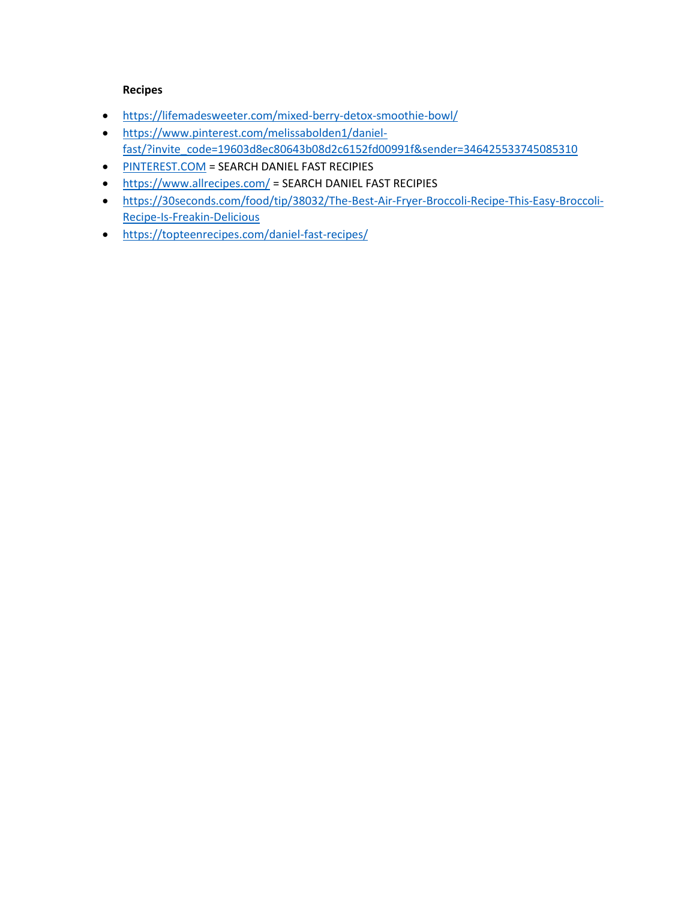**Recipes**

- https://lifemadesweeter.com/mixed-berry-detox-smoothie-bowl/
- https://www.pinterest.com/melissabolden1/daniel-fast/?invite_code=19603d8ec80643b08d2c6152fd00991f&sender=346425533745085310
- PINTEREST.COM = SEARCH DANIEL FAST RECIPIES
- https://www.allrecipes.com/ = SEARCH DANIEL FAST RECIPIES
- https://30seconds.com/food/tip/38032/The-Best-Air-Fryer-Broccoli-Recipe-This-Easy-Broccoli-Recipe-Is-Freakin-Delicious
- https://topteenrecipes.com/daniel-fast-recipes/